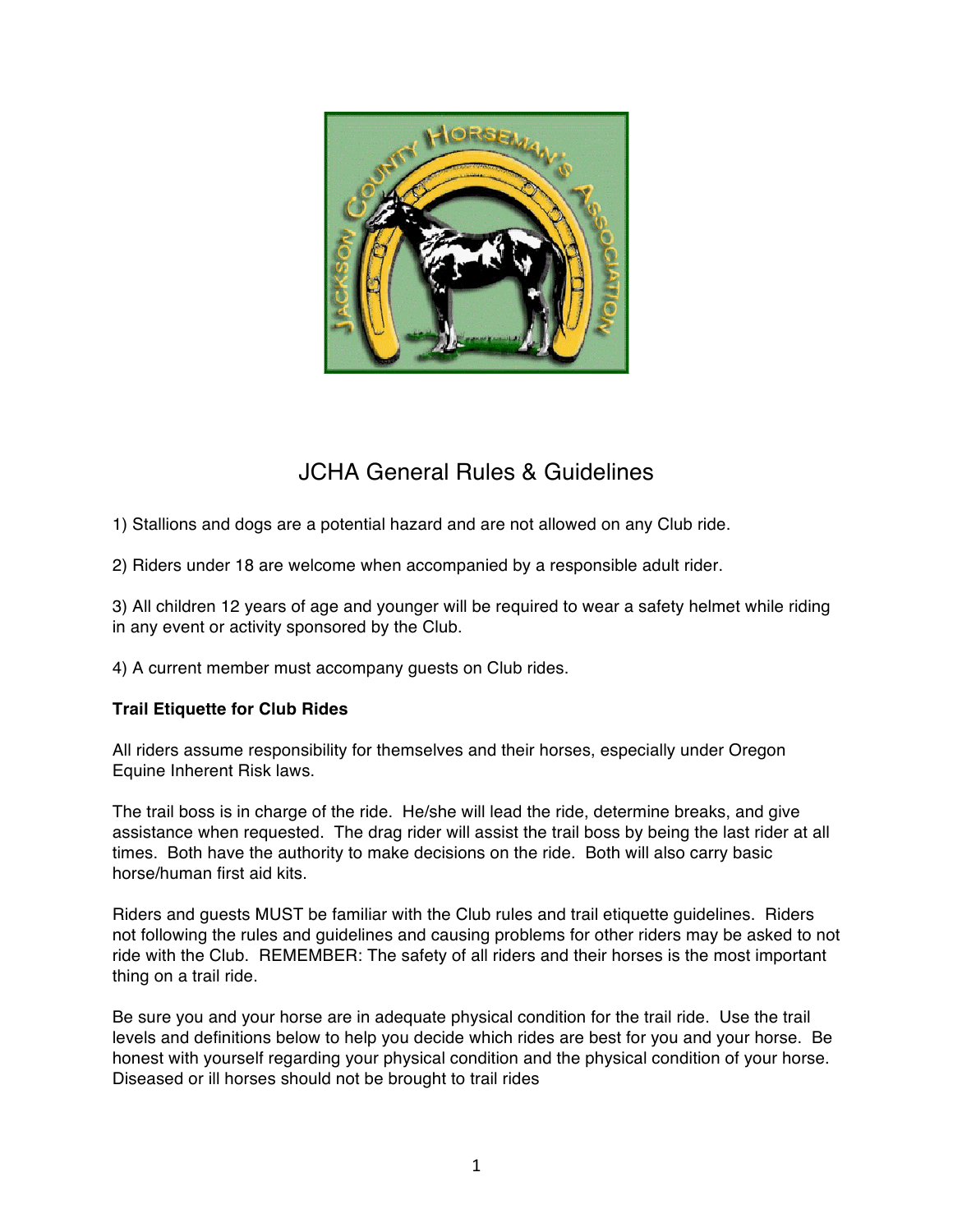# JCHA General Rules & Guidelines

1) Stallions and dogs are a potential hazard and are not allowed on any Club ride.

2) Riders under 18 are welcome when accompanied by a responsible adult rider.

3) All children 12 years of age and younger will be required to wear a safety helmet while riding in any event or activity sponsored by the Club.

4) A current member must accompany guests on Club rides.

**Trail Etiquette for Club Rides**

All riders assume responsibility for themselves and their horses, especially under Oregon Equine Inherent Risk laws.

The trail boss is in charge of the ride. He/she will lead the ride, determine breaks, and give assistance when requested. The drag rider will assist the trail boss by being the last rider at all times. Both have the authority to make decisions on the ride. Both will also carry basic horse/human first aid kits.

Riders and guests MUST be familiar with the Club rules and trail etiquette guidelines. Riders not following the rules and guidelines and causing problems for other riders may be asked to not ride with the Club. REMEMBER: The safety of all riders and their horses is the most important thing on a trail ride.

Be sure you and your horse are in adequate physical condition for the trail ride. Use the trail levels and definitions below to help you decide which rides are best for you and your horse. Be honest with yourself regarding your physical condition and the physical condition of your horse. Diseased or ill horses should not be brought to trail rides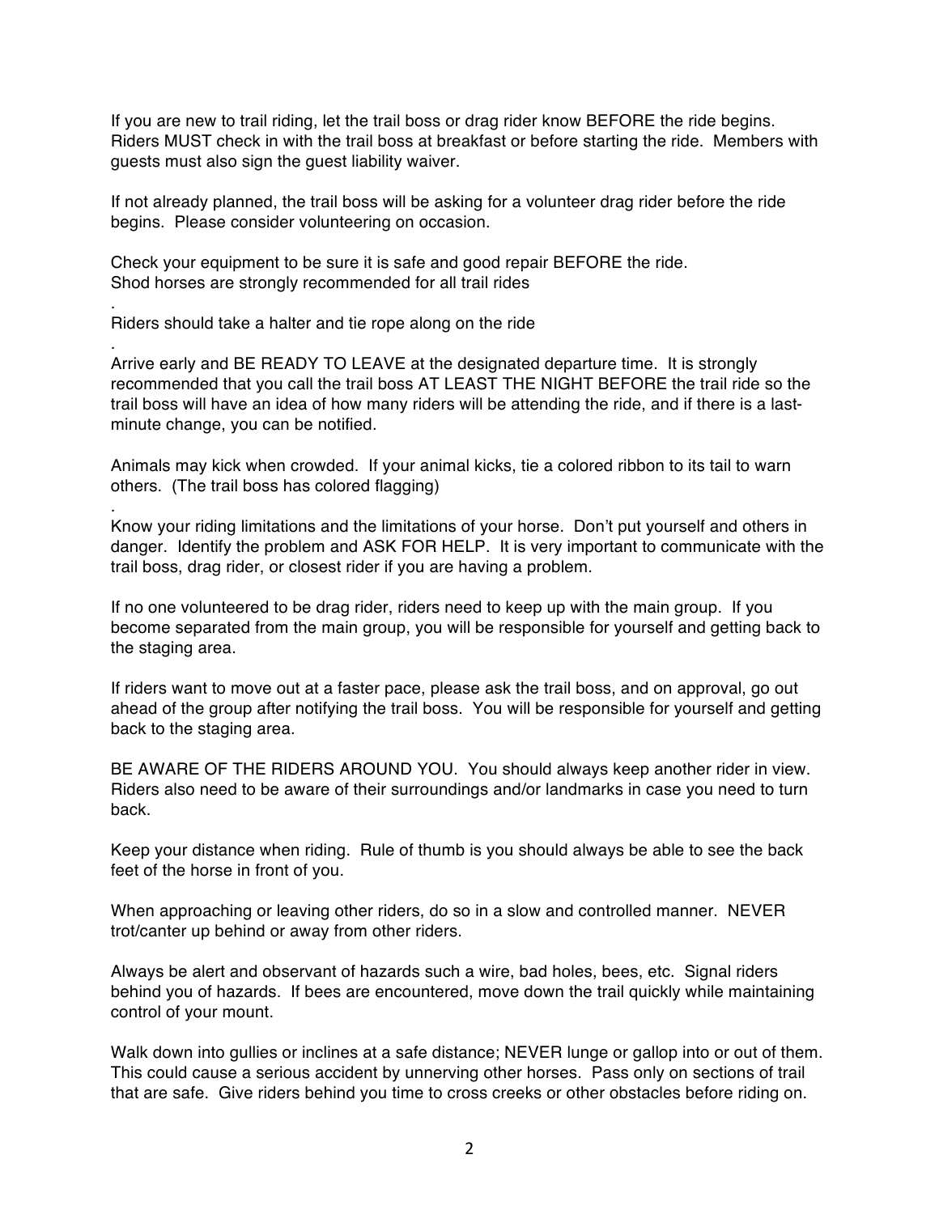If you are new to trail riding, let the trail boss or drag rider know BEFORE the ride begins. Riders MUST check in with the trail boss at breakfast or before starting the ride. Members with guests must also sign the guest liability waiver.

If not already planned, the trail boss will be asking for a volunteer drag rider before the ride begins. Please consider volunteering on occasion.

Check your equipment to be sure it is safe and good repair BEFORE the ride.
Shod horses are strongly recommended for all trail rides

.
Riders should take a halter and tie rope along on the ride

.
Arrive early and BE READY TO LEAVE at the designated departure time. It is strongly recommended that you call the trail boss AT LEAST THE NIGHT BEFORE the trail ride so the trail boss will have an idea of how many riders will be attending the ride, and if there is a last-minute change, you can be notified.

Animals may kick when crowded. If your animal kicks, tie a colored ribbon to its tail to warn others. (The trail boss has colored flagging)

.
Know your riding limitations and the limitations of your horse. Don't put yourself and others in danger. Identify the problem and ASK FOR HELP. It is very important to communicate with the trail boss, drag rider, or closest rider if you are having a problem.

If no one volunteered to be drag rider, riders need to keep up with the main group. If you become separated from the main group, you will be responsible for yourself and getting back to the staging area.

If riders want to move out at a faster pace, please ask the trail boss, and on approval, go out ahead of the group after notifying the trail boss. You will be responsible for yourself and getting back to the staging area.

BE AWARE OF THE RIDERS AROUND YOU. You should always keep another rider in view. Riders also need to be aware of their surroundings and/or landmarks in case you need to turn back.

Keep your distance when riding. Rule of thumb is you should always be able to see the back feet of the horse in front of you.

When approaching or leaving other riders, do so in a slow and controlled manner. NEVER trot/canter up behind or away from other riders.

Always be alert and observant of hazards such a wire, bad holes, bees, etc. Signal riders behind you of hazards. If bees are encountered, move down the trail quickly while maintaining control of your mount.

Walk down into gullies or inclines at a safe distance; NEVER lunge or gallop into or out of them. This could cause a serious accident by unnerving other horses. Pass only on sections of trail that are safe. Give riders behind you time to cross creeks or other obstacles before riding on.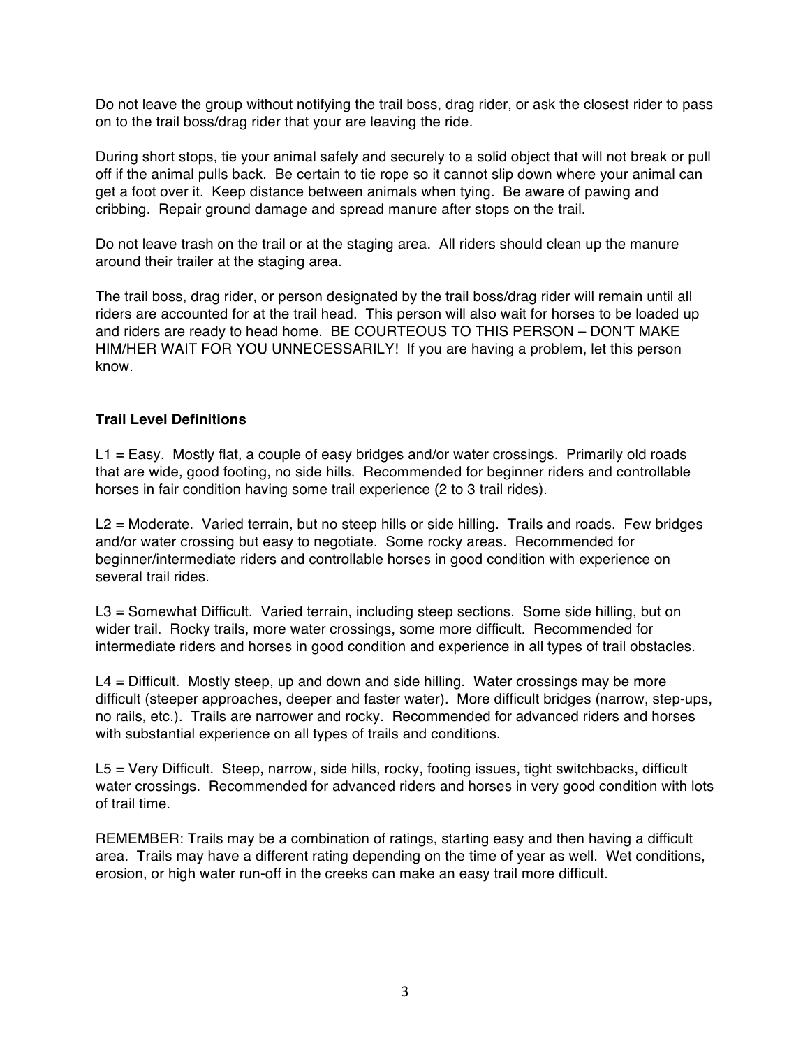Do not leave the group without notifying the trail boss, drag rider, or ask the closest rider to pass on to the trail boss/drag rider that your are leaving the ride.

During short stops, tie your animal safely and securely to a solid object that will not break or pull off if the animal pulls back. Be certain to tie rope so it cannot slip down where your animal can get a foot over it. Keep distance between animals when tying. Be aware of pawing and cribbing. Repair ground damage and spread manure after stops on the trail.

Do not leave trash on the trail or at the staging area. All riders should clean up the manure around their trailer at the staging area.

The trail boss, drag rider, or person designated by the trail boss/drag rider will remain until all riders are accounted for at the trail head. This person will also wait for horses to be loaded up and riders are ready to head home. BE COURTEOUS TO THIS PERSON – DON'T MAKE HIM/HER WAIT FOR YOU UNNECESSARILY! If you are having a problem, let this person know.

**Trail Level Definitions**

L1 = Easy. Mostly flat, a couple of easy bridges and/or water crossings. Primarily old roads that are wide, good footing, no side hills. Recommended for beginner riders and controllable horses in fair condition having some trail experience (2 to 3 trail rides).

L2 = Moderate. Varied terrain, but no steep hills or side hilling. Trails and roads. Few bridges and/or water crossing but easy to negotiate. Some rocky areas. Recommended for beginner/intermediate riders and controllable horses in good condition with experience on several trail rides.

L3 = Somewhat Difficult. Varied terrain, including steep sections. Some side hilling, but on wider trail. Rocky trails, more water crossings, some more difficult. Recommended for intermediate riders and horses in good condition and experience in all types of trail obstacles.

L4 = Difficult. Mostly steep, up and down and side hilling. Water crossings may be more difficult (steeper approaches, deeper and faster water). More difficult bridges (narrow, step-ups, no rails, etc.). Trails are narrower and rocky. Recommended for advanced riders and horses with substantial experience on all types of trails and conditions.

L5 = Very Difficult. Steep, narrow, side hills, rocky, footing issues, tight switchbacks, difficult water crossings. Recommended for advanced riders and horses in very good condition with lots of trail time.

REMEMBER: Trails may be a combination of ratings, starting easy and then having a difficult area. Trails may have a different rating depending on the time of year as well. Wet conditions, erosion, or high water run-off in the creeks can make an easy trail more difficult.